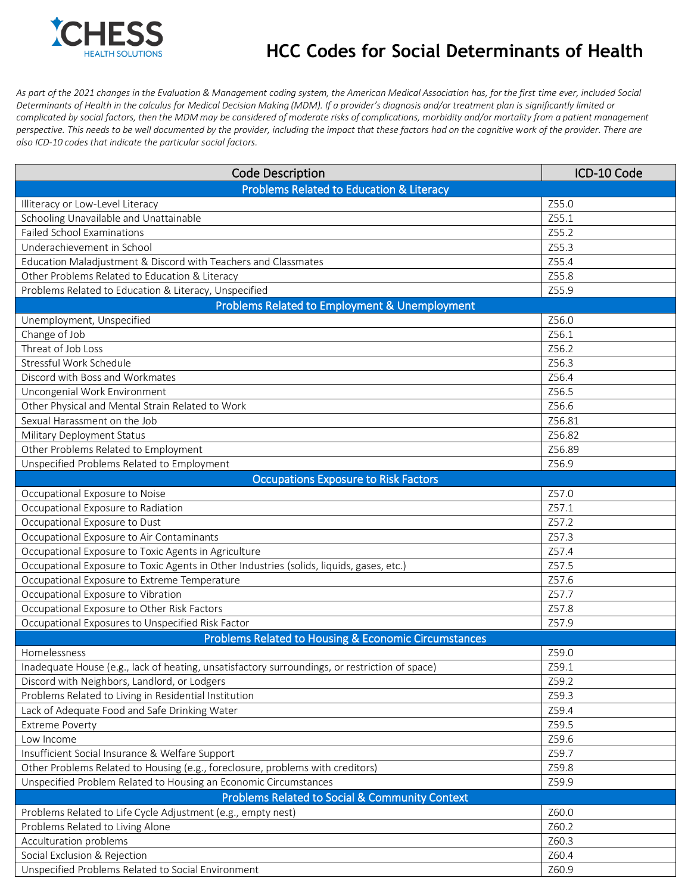CHESS HEALTH SOLUTIONS

# HCC Codes for Social Determinants of Health

*As part of the 2021 changes in the Evaluation & Management coding system, the American Medical Association has, for the first time ever, included Social Determinants of Health in the calculus for Medical Decision Making (MDM). If a provider's diagnosis and/or treatment plan is significantly limited or complicated by social factors, then the MDM may be considered of moderate risks of complications, morbidity and/or mortality from a patient management perspective. This needs to be well documented by the provider, including the impact that these factors had on the cognitive work of the provider. There are also ICD-10 codes that indicate the particular social factors.*

| Code Description | ICD-10 Code |
|---|---|
| **Problems Related to Education & Literacy** | |
| Illiteracy or Low-Level Literacy | Z55.0 |
| Schooling Unavailable and Unattainable | Z55.1 |
| Failed School Examinations | Z55.2 |
| Underachievement in School | Z55.3 |
| Education Maladjustment & Discord with Teachers and Classmates | Z55.4 |
| Other Problems Related to Education & Literacy | Z55.8 |
| Problems Related to Education & Literacy, Unspecified | Z55.9 |
| **Problems Related to Employment & Unemployment** | |
| Unemployment, Unspecified | Z56.0 |
| Change of Job | Z56.1 |
| Threat of Job Loss | Z56.2 |
| Stressful Work Schedule | Z56.3 |
| Discord with Boss and Workmates | Z56.4 |
| Uncongenial Work Environment | Z56.5 |
| Other Physical and Mental Strain Related to Work | Z56.6 |
| Sexual Harassment on the Job | Z56.81 |
| Military Deployment Status | Z56.82 |
| Other Problems Related to Employment | Z56.89 |
| Unspecified Problems Related to Employment | Z56.9 |
| **Occupations Exposure to Risk Factors** | |
| Occupational Exposure to Noise | Z57.0 |
| Occupational Exposure to Radiation | Z57.1 |
| Occupational Exposure to Dust | Z57.2 |
| Occupational Exposure to Air Contaminants | Z57.3 |
| Occupational Exposure to Toxic Agents in Agriculture | Z57.4 |
| Occupational Exposure to Toxic Agents in Other Industries (solids, liquids, gases, etc.) | Z57.5 |
| Occupational Exposure to Extreme Temperature | Z57.6 |
| Occupational Exposure to Vibration | Z57.7 |
| Occupational Exposure to Other Risk Factors | Z57.8 |
| Occupational Exposures to Unspecified Risk Factor | Z57.9 |
| **Problems Related to Housing & Economic Circumstances** | |
| Homelessness | Z59.0 |
| Inadequate House (e.g., lack of heating, unsatisfactory surroundings, or restriction of space) | Z59.1 |
| Discord with Neighbors, Landlord, or Lodgers | Z59.2 |
| Problems Related to Living in Residential Institution | Z59.3 |
| Lack of Adequate Food and Safe Drinking Water | Z59.4 |
| Extreme Poverty | Z59.5 |
| Low Income | Z59.6 |
| Insufficient Social Insurance & Welfare Support | Z59.7 |
| Other Problems Related to Housing (e.g., foreclosure, problems with creditors) | Z59.8 |
| Unspecified Problem Related to Housing an Economic Circumstances | Z59.9 |
| **Problems Related to Social & Community Context** | |
| Problems Related to Life Cycle Adjustment (e.g., empty nest) | Z60.0 |
| Problems Related to Living Alone | Z60.2 |
| Acculturation problems | Z60.3 |
| Social Exclusion & Rejection | Z60.4 |
| Unspecified Problems Related to Social Environment | Z60.9 |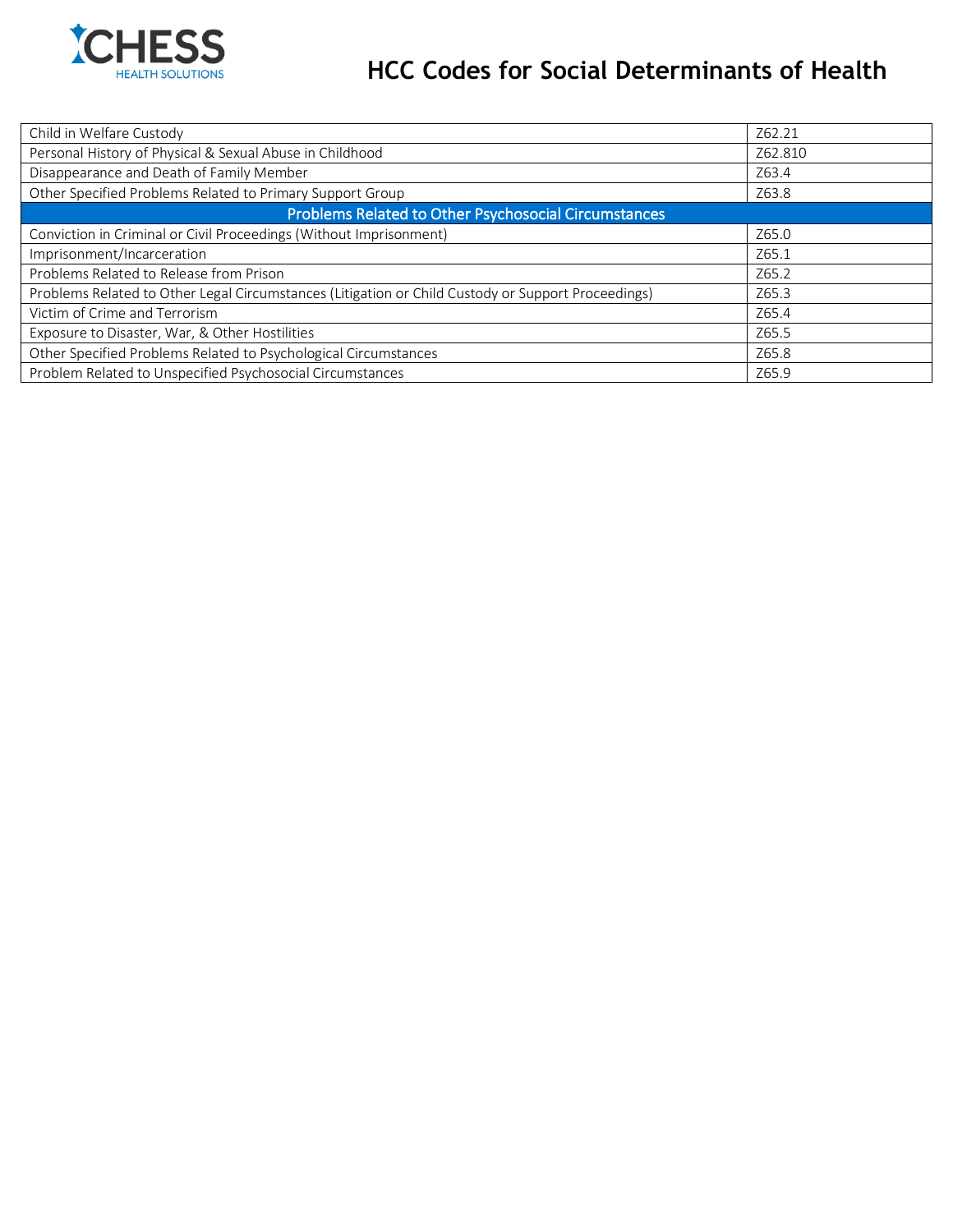| | |
|---|---|
| Child in Welfare Custody | Z62.21 |
| Personal History of Physical & Sexual Abuse in Childhood | Z62.810 |
| Disappearance and Death of Family Member | Z63.4 |
| Other Specified Problems Related to Primary Support Group | Z63.8 |
| **Problems Related to Other Psychosocial Circumstances** | |
| Conviction in Criminal or Civil Proceedings (Without Imprisonment) | Z65.0 |
| Imprisonment/Incarceration | Z65.1 |
| Problems Related to Release from Prison | Z65.2 |
| Problems Related to Other Legal Circumstances (Litigation or Child Custody or Support Proceedings) | Z65.3 |
| Victim of Crime and Terrorism | Z65.4 |
| Exposure to Disaster, War, & Other Hostilities | Z65.5 |
| Other Specified Problems Related to Psychological Circumstances | Z65.8 |
| Problem Related to Unspecified Psychosocial Circumstances | Z65.9 |